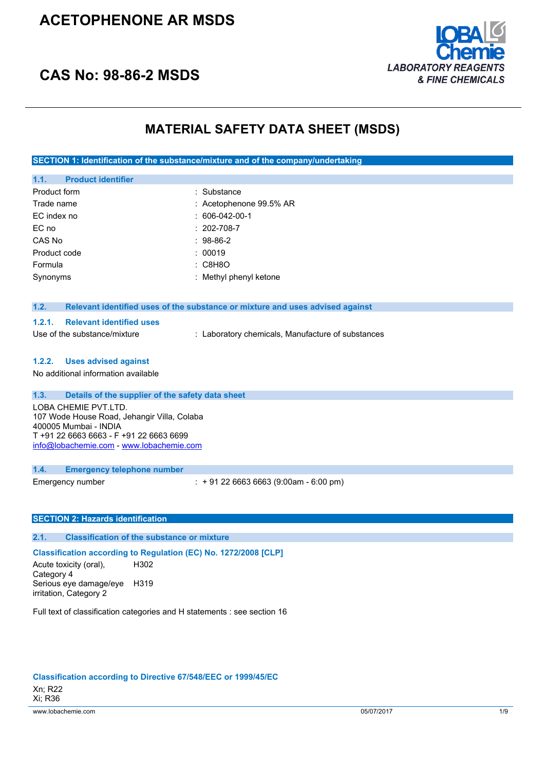# ACETOPHENONE AR MSDS

## CAS No: 98-86-2 MSDS

LOBA Chemie
*LABORATORY REAGENTS & FINE CHEMICALS*

# MATERIAL SAFETY DATA SHEET (MSDS)

## SECTION 1: Identification of the substance/mixture and of the company/undertaking

### 1.1. Product identifier

| | |
|---|---|
| Product form | : Substance |
| Trade name | : Acetophenone 99.5% AR |
| EC index no | : 606-042-00-1 |
| EC no | : 202-708-7 |
| CAS No | : 98-86-2 |
| Product code | : 00019 |
| Formula | : $C_8H_8O$ |
| Synonyms | : Methyl phenyl ketone |

### 1.2. Relevant identified uses of the substance or mixture and uses advised against

#### 1.2.1. Relevant identified uses

Use of the substance/mixture : Laboratory chemicals, Manufacture of substances

#### 1.2.2. Uses advised against

No additional information available

### 1.3. Details of the supplier of the safety data sheet

LOBA CHEMIE PVT.LTD.
107 Wode House Road, Jehangir Villa, Colaba
400005 Mumbai - INDIA
T +91 22 6663 6663 - F +91 22 6663 6699
info@lobachemie.com - www.lobachemie.com

### 1.4. Emergency telephone number

Emergency number : + 91 22 6663 6663 (9:00am - 6:00 pm)

## SECTION 2: Hazards identification

### 2.1. Classification of the substance or mixture

**Classification according to Regulation (EC) No. 1272/2008 [CLP]**

| | |
|---|---|
| Acute toxicity (oral), Category 4 | H302 |
| Serious eye damage/eye irritation, Category 2 | H319 |

Full text of classification categories and H statements : see section 16

**Classification according to Directive 67/548/EEC or 1999/45/EC**

Xn; R22
Xi; R36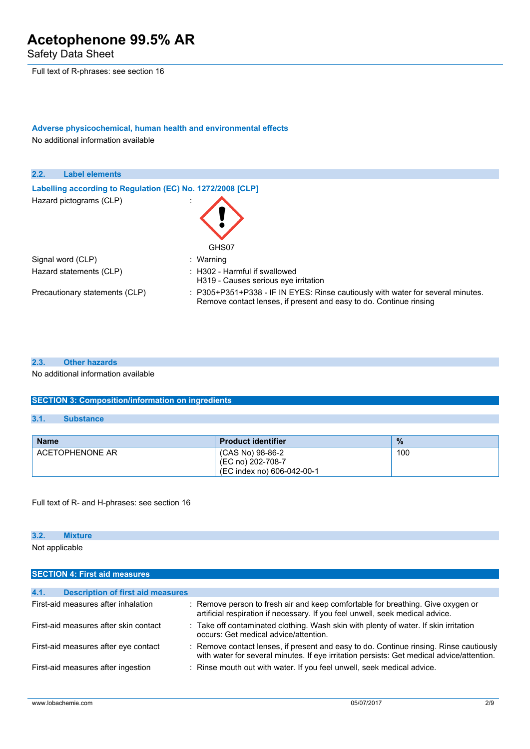Full text of R-phrases: see section 16

**Adverse physicochemical, human health and environmental effects**

No additional information available

### 2.2. Label elements

**Labelling according to Regulation (EC) No. 1272/2008 [CLP]**

Hazard pictograms (CLP) :

GHS07

Signal word (CLP) : Warning

Hazard statements (CLP) : H302 - Harmful if swallowed
H319 - Causes serious eye irritation

Precautionary statements (CLP) : P305+P351+P338 - IF IN EYES: Rinse cautiously with water for several minutes. Remove contact lenses, if present and easy to do. Continue rinsing

### 2.3. Other hazards

No additional information available

## SECTION 3: Composition/information on ingredients

### 3.1. Substance

| Name | Product identifier | % |
|---|---|---|
| ACETOPHENONE AR | (CAS No) 98-86-2<br>(EC no) 202-708-7<br>(EC index no) 606-042-00-1 | 100 |

Full text of R- and H-phrases: see section 16

### 3.2. Mixture

Not applicable

## SECTION 4: First aid measures

### 4.1. Description of first aid measures

First-aid measures after inhalation : Remove person to fresh air and keep comfortable for breathing. Give oxygen or artificial respiration if necessary. If you feel unwell, seek medical advice.

First-aid measures after skin contact : Take off contaminated clothing. Wash skin with plenty of water. If skin irritation occurs: Get medical advice/attention.

First-aid measures after eye contact : Remove contact lenses, if present and easy to do. Continue rinsing. Rinse cautiously with water for several minutes. If eye irritation persists: Get medical advice/attention.

First-aid measures after ingestion : Rinse mouth out with water. If you feel unwell, seek medical advice.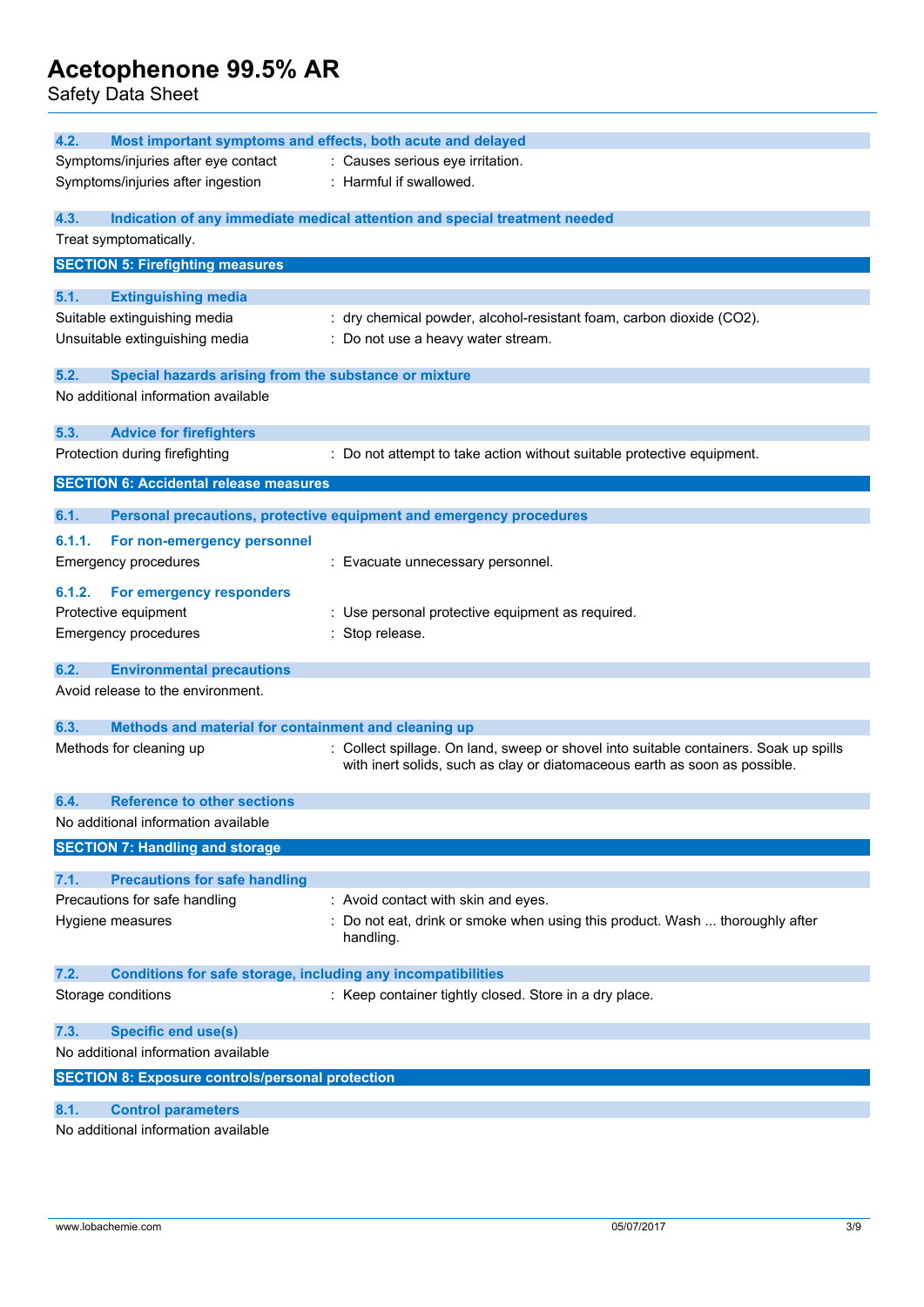### 4.2. Most important symptoms and effects, both acute and delayed

| | |
|---|---|
| Symptoms/injuries after eye contact | : Causes serious eye irritation. |
| Symptoms/injuries after ingestion | : Harmful if swallowed. |

### 4.3. Indication of any immediate medical attention and special treatment needed

Treat symptomatically.

## SECTION 5: Firefighting measures

### 5.1. Extinguishing media

| | |
|---|---|
| Suitable extinguishing media | : dry chemical powder, alcohol-resistant foam, carbon dioxide ($CO_2$). |
| Unsuitable extinguishing media | : Do not use a heavy water stream. |

### 5.2. Special hazards arising from the substance or mixture

No additional information available

### 5.3. Advice for firefighters

| | |
|---|---|
| Protection during firefighting | : Do not attempt to take action without suitable protective equipment. |

## SECTION 6: Accidental release measures

### 6.1. Personal precautions, protective equipment and emergency procedures

#### 6.1.1. For non-emergency personnel

| | |
|---|---|
| Emergency procedures | : Evacuate unnecessary personnel. |

#### 6.1.2. For emergency responders

| | |
|---|---|
| Protective equipment | : Use personal protective equipment as required. |
| Emergency procedures | : Stop release. |

### 6.2. Environmental precautions

Avoid release to the environment.

### 6.3. Methods and material for containment and cleaning up

| | |
|---|---|
| Methods for cleaning up | : Collect spillage. On land, sweep or shovel into suitable containers. Soak up spills with inert solids, such as clay or diatomaceous earth as soon as possible. |

### 6.4. Reference to other sections

No additional information available

## SECTION 7: Handling and storage

### 7.1. Precautions for safe handling

| | |
|---|---|
| Precautions for safe handling | : Avoid contact with skin and eyes. |
| Hygiene measures | : Do not eat, drink or smoke when using this product. Wash ... thoroughly after handling. |

### 7.2. Conditions for safe storage, including any incompatibilities

| | |
|---|---|
| Storage conditions | : Keep container tightly closed. Store in a dry place. |

### 7.3. Specific end use(s)

No additional information available

## SECTION 8: Exposure controls/personal protection

### 8.1. Control parameters

No additional information available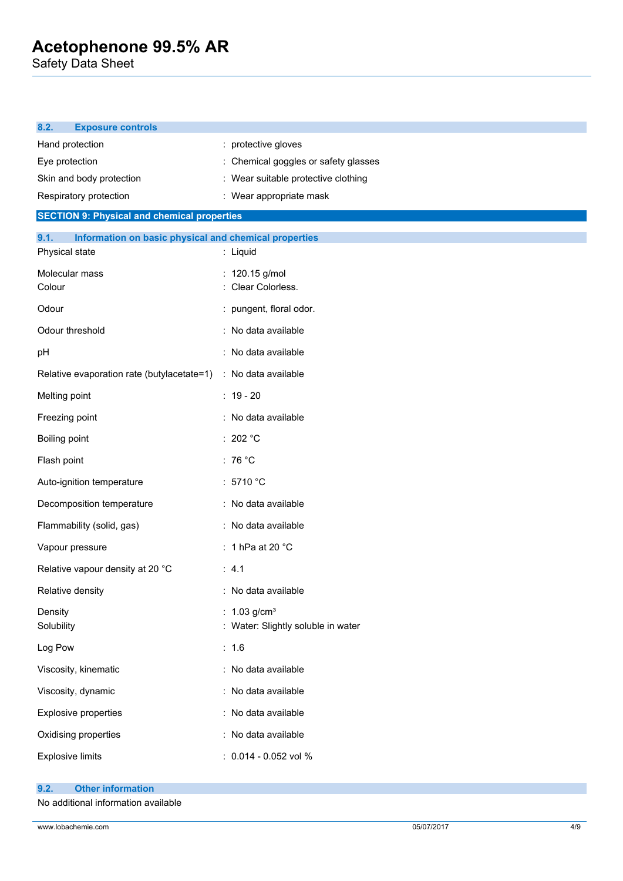### 8.2. Exposure controls

| | |
|---|---|
| Hand protection | : protective gloves |
| Eye protection | : Chemical goggles or safety glasses |
| Skin and body protection | : Wear suitable protective clothing |
| Respiratory protection | : Wear appropriate mask |

## SECTION 9: Physical and chemical properties

### 9.1. Information on basic physical and chemical properties

| | |
|---|---|
| Physical state | : Liquid |
| Molecular mass | : 120.15 g/mol |
| Colour | : Clear Colorless. |
| Odour | : pungent, floral odor. |
| Odour threshold | : No data available |
| pH | : No data available |
| Relative evaporation rate (butylacetate=1) | : No data available |
| Melting point | : 19 - 20 |
| Freezing point | : No data available |
| Boiling point | : 202 °C |
| Flash point | : 76 °C |
| Auto-ignition temperature | : 5710 °C |
| Decomposition temperature | : No data available |
| Flammability (solid, gas) | : No data available |
| Vapour pressure | : 1 hPa at 20 °C |
| Relative vapour density at 20 °C | : 4.1 |
| Relative density | : No data available |
| Density | : 1.03 g/cm³ |
| Solubility | : Water: Slightly soluble in water |
| Log Pow | : 1.6 |
| Viscosity, kinematic | : No data available |
| Viscosity, dynamic | : No data available |
| Explosive properties | : No data available |
| Oxidising properties | : No data available |
| Explosive limits | : 0.014 - 0.052 vol % |

### 9.2. Other information

No additional information available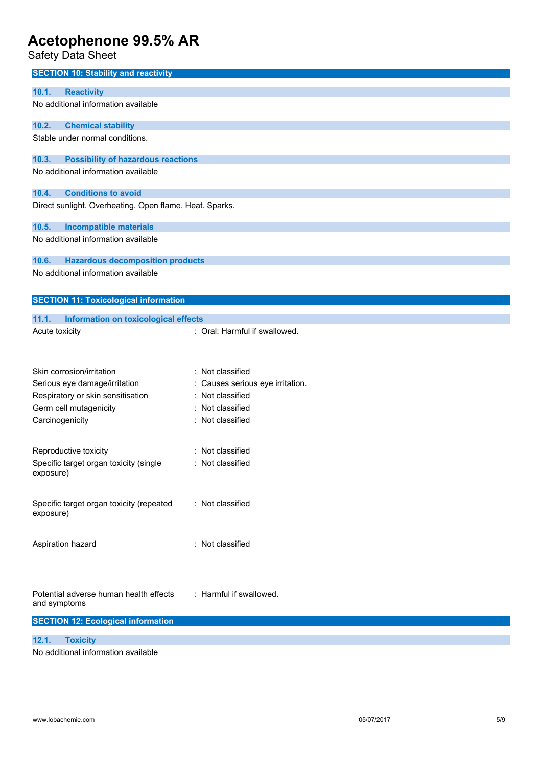## SECTION 10: Stability and reactivity

### 10.1. Reactivity

No additional information available

### 10.2. Chemical stability

Stable under normal conditions.

### 10.3. Possibility of hazardous reactions

No additional information available

### 10.4. Conditions to avoid

Direct sunlight. Overheating. Open flame. Heat. Sparks.

### 10.5. Incompatible materials

No additional information available

### 10.6. Hazardous decomposition products

No additional information available

## SECTION 11: Toxicological information

### 11.1. Information on toxicological effects

Acute toxicity : Oral: Harmful if swallowed.

Skin corrosion/irritation : Not classified

Serious eye damage/irritation : Causes serious eye irritation.

Respiratory or skin sensitisation : Not classified

Germ cell mutagenicity : Not classified

Carcinogenicity : Not classified

Reproductive toxicity : Not classified

Specific target organ toxicity (single exposure) : Not classified

Specific target organ toxicity (repeated exposure) : Not classified

Aspiration hazard : Not classified

Potential adverse human health effects and symptoms : Harmful if swallowed.

## SECTION 12: Ecological information

### 12.1. Toxicity

No additional information available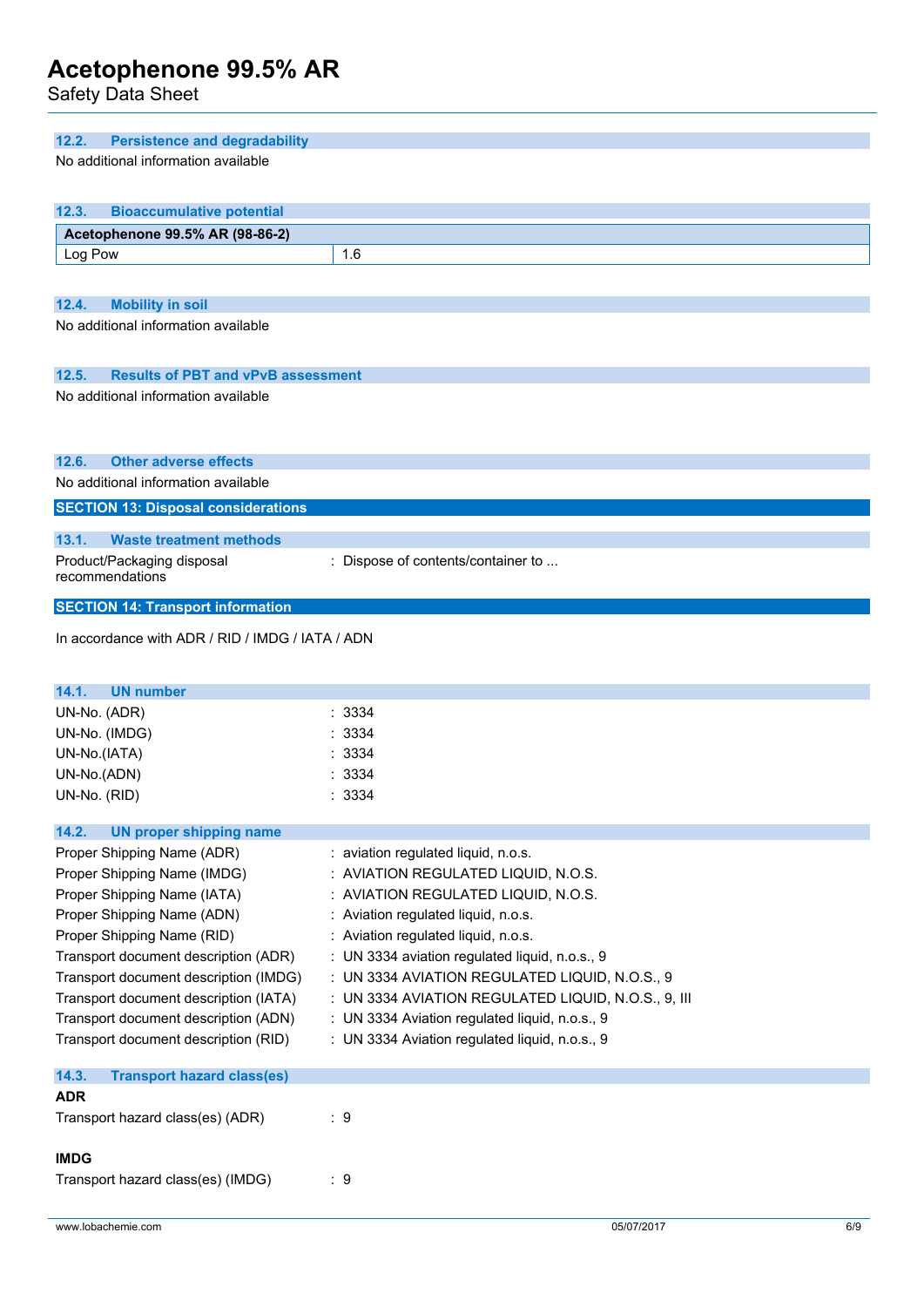### 12.2. Persistence and degradability

No additional information available

### 12.3. Bioaccumulative potential

| Acetophenone 99.5% AR (98-86-2) | |
|---|---|
| Log Pow | 1.6 |

### 12.4. Mobility in soil

No additional information available

### 12.5. Results of PBT and vPvB assessment

No additional information available

### 12.6. Other adverse effects

No additional information available

## SECTION 13: Disposal considerations

### 13.1. Waste treatment methods

Product/Packaging disposal recommendations : Dispose of contents/container to ...

## SECTION 14: Transport information

In accordance with ADR / RID / IMDG / IATA / ADN

### 14.1. UN number

UN-No. (ADR) : 3334
UN-No. (IMDG) : 3334
UN-No.(IATA) : 3334
UN-No.(ADN) : 3334
UN-No. (RID) : 3334

### 14.2. UN proper shipping name

Proper Shipping Name (ADR) : aviation regulated liquid, n.o.s.
Proper Shipping Name (IMDG) : AVIATION REGULATED LIQUID, N.O.S.
Proper Shipping Name (IATA) : AVIATION REGULATED LIQUID, N.O.S.
Proper Shipping Name (ADN) : Aviation regulated liquid, n.o.s.
Proper Shipping Name (RID) : Aviation regulated liquid, n.o.s.
Transport document description (ADR) : UN 3334 aviation regulated liquid, n.o.s., 9
Transport document description (IMDG) : UN 3334 AVIATION REGULATED LIQUID, N.O.S., 9
Transport document description (IATA) : UN 3334 AVIATION REGULATED LIQUID, N.O.S., 9, III
Transport document description (ADN) : UN 3334 Aviation regulated liquid, n.o.s., 9
Transport document description (RID) : UN 3334 Aviation regulated liquid, n.o.s., 9

### 14.3. Transport hazard class(es)

**ADR**

Transport hazard class(es) (ADR) : 9

**IMDG**

Transport hazard class(es) (IMDG) : 9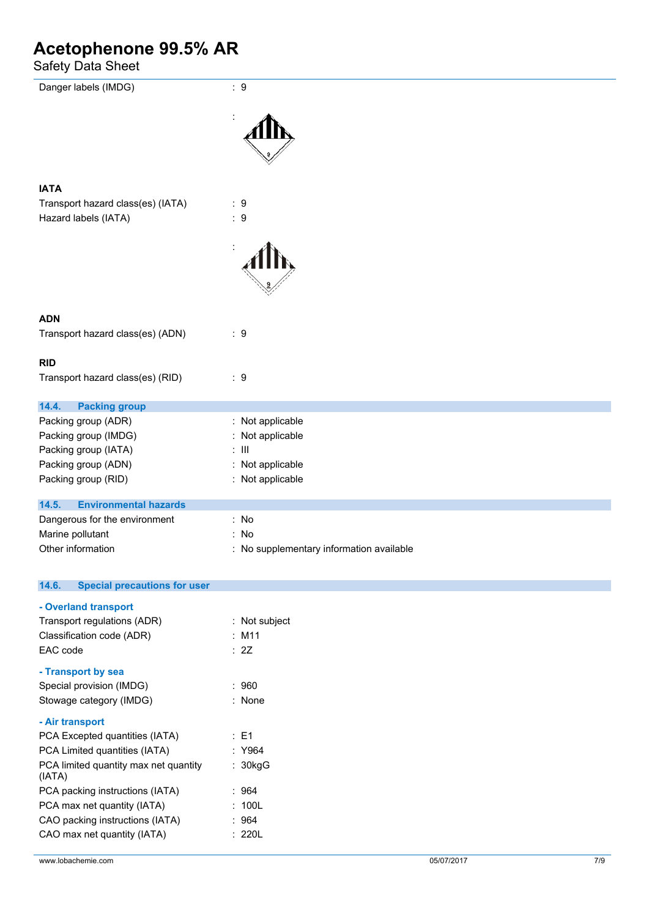Danger labels (IMDG) : 9

:

**IATA**

Transport hazard class(es) (IATA) : 9

Hazard labels (IATA) : 9

:

**ADN**

Transport hazard class(es) (ADN) : 9

**RID**

Transport hazard class(es) (RID) : 9

## 14.4. Packing group

| | |
|---|---|
| Packing group (ADR) | : Not applicable |
| Packing group (IMDG) | : Not applicable |
| Packing group (IATA) | : III |
| Packing group (ADN) | : Not applicable |
| Packing group (RID) | : Not applicable |

## 14.5. Environmental hazards

| | |
|---|---|
| Dangerous for the environment | : No |
| Marine pollutant | : No |
| Other information | : No supplementary information available |

## 14.6. Special precautions for user

**- Overland transport**

| | |
|---|---|
| Transport regulations (ADR) | : Not subject |
| Classification code (ADR) | : M11 |
| EAC code | : 2Z |

**- Transport by sea**

| | |
|---|---|
| Special provision (IMDG) | : 960 |
| Stowage category (IMDG) | : None |

**- Air transport**

| | |
|---|---|
| PCA Excepted quantities (IATA) | : E1 |
| PCA Limited quantities (IATA) | : Y964 |
| PCA limited quantity max net quantity (IATA) | : 30kgG |
| PCA packing instructions (IATA) | : 964 |
| PCA max net quantity (IATA) | : 100L |
| CAO packing instructions (IATA) | : 964 |
| CAO max net quantity (IATA) | : 220L |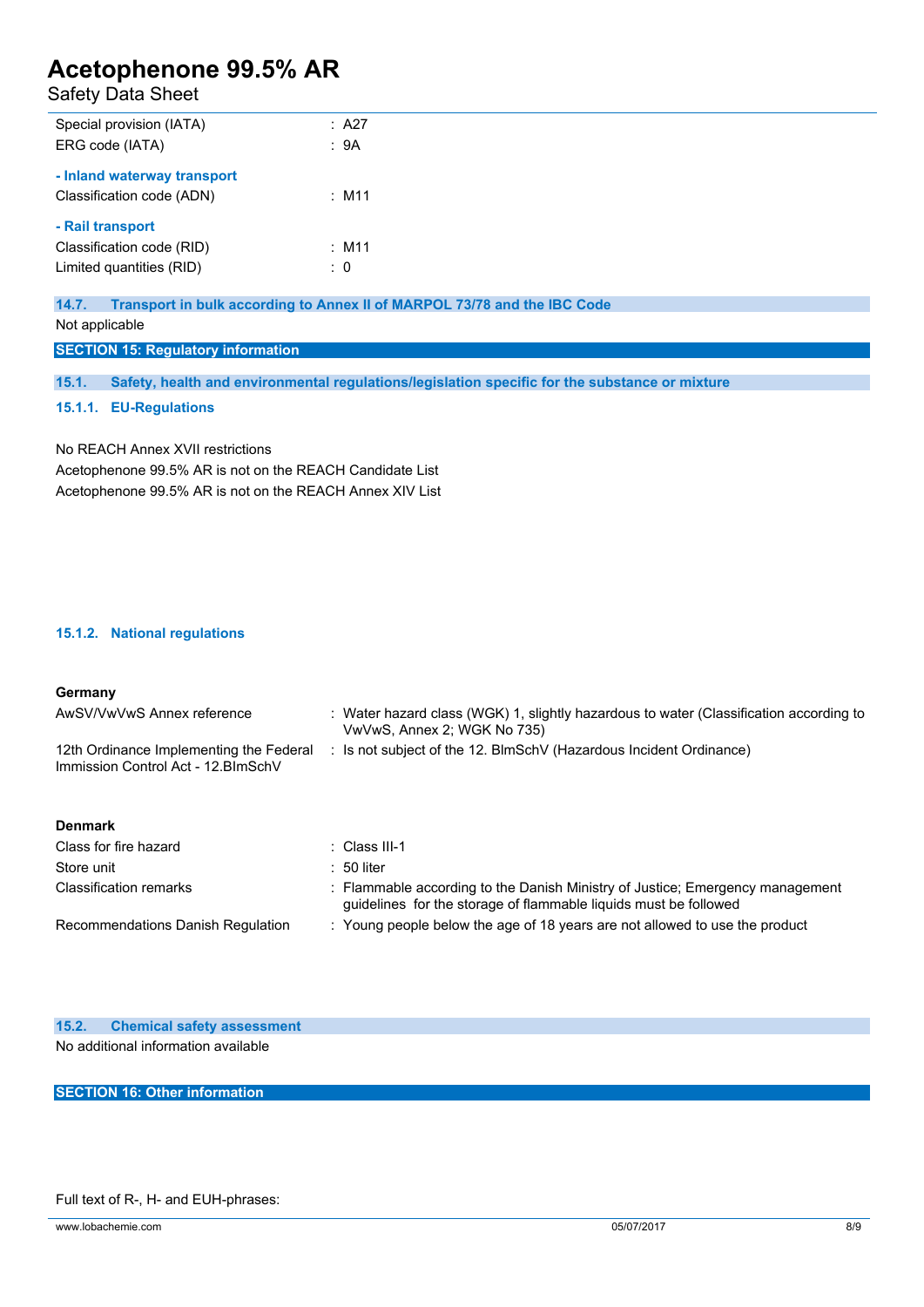| | |
|---|---|
| Special provision (IATA) | : A27 |
| ERG code (IATA) | : 9A |

**- Inland waterway transport**

| | |
|---|---|
| Classification code (ADN) | : M11 |

**- Rail transport**

| | |
|---|---|
| Classification code (RID) | : M11 |
| Limited quantities (RID) | : 0 |

### 14.7. Transport in bulk according to Annex II of MARPOL 73/78 and the IBC Code

Not applicable

## SECTION 15: Regulatory information

### 15.1. Safety, health and environmental regulations/legislation specific for the substance or mixture

#### 15.1.1. EU-Regulations

No REACH Annex XVII restrictions

Acetophenone 99.5% AR is not on the REACH Candidate List

Acetophenone 99.5% AR is not on the REACH Annex XIV List

#### 15.1.2. National regulations

**Germany**

| | |
|---|---|
| AwSV/VwVwS Annex reference | : Water hazard class (WGK) 1, slightly hazardous to water (Classification according to VwVwS, Annex 2; WGK No 735) |
| 12th Ordinance Implementing the Federal Immission Control Act - 12.BImSchV | : Is not subject of the 12. BlmSchV (Hazardous Incident Ordinance) |

**Denmark**

| | |
|---|---|
| Class for fire hazard | : Class III-1 |
| Store unit | : 50 liter |
| Classification remarks | : Flammable according to the Danish Ministry of Justice; Emergency management guidelines for the storage of flammable liquids must be followed |
| Recommendations Danish Regulation | : Young people below the age of 18 years are not allowed to use the product |

### 15.2. Chemical safety assessment

No additional information available

## SECTION 16: Other information

Full text of R-, H- and EUH-phrases: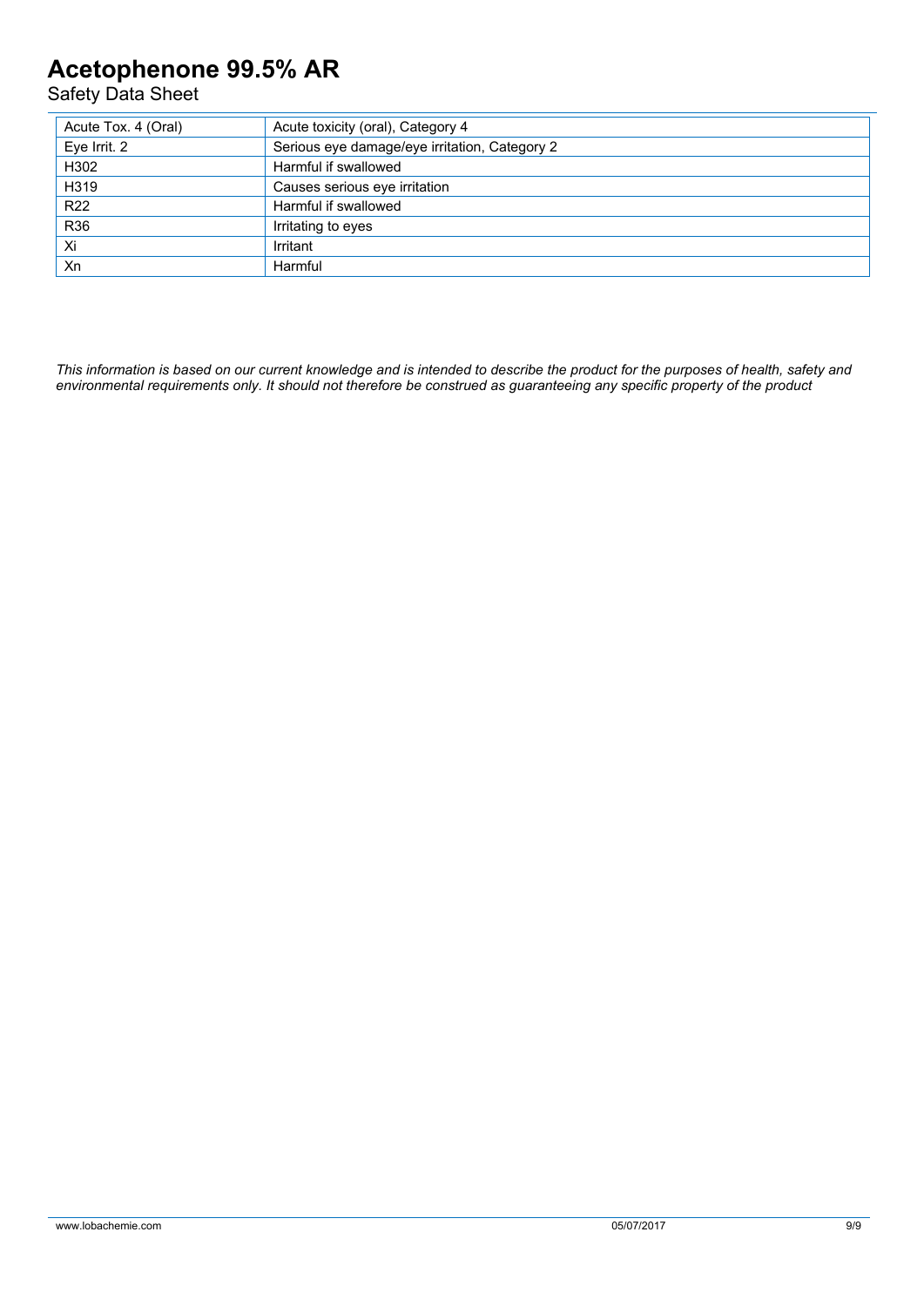| | |
|---|---|
| Acute Tox. 4 (Oral) | Acute toxicity (oral), Category 4 |
| Eye Irrit. 2 | Serious eye damage/eye irritation, Category 2 |
| H302 | Harmful if swallowed |
| H319 | Causes serious eye irritation |
| R22 | Harmful if swallowed |
| R36 | Irritating to eyes |
| Xi | Irritant |
| Xn | Harmful |

*This information is based on our current knowledge and is intended to describe the product for the purposes of health, safety and environmental requirements only. It should not therefore be construed as guaranteeing any specific property of the product*